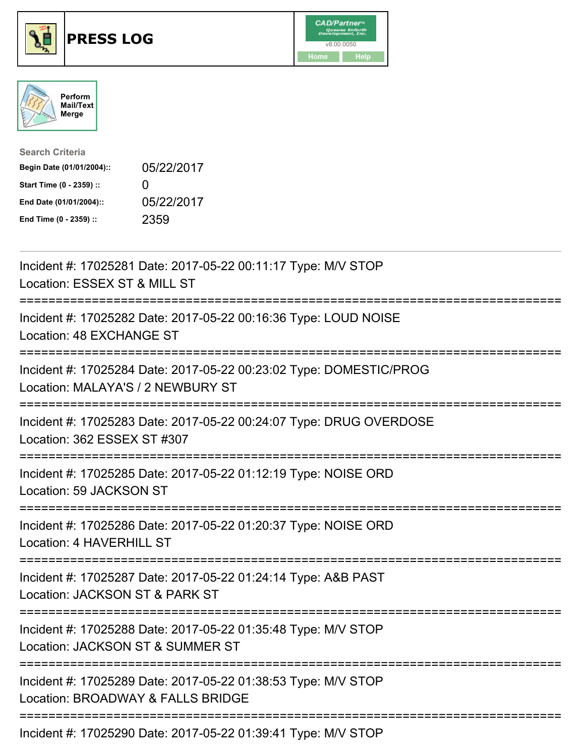# PRESS LOG

Perform Mail/Text Merge

**Search Criteria**

| | |
|---|---|
| Begin Date (01/01/2004):: | 05/22/2017 |
| Start Time (0 - 2359) :: | 0 |
| End Date (01/01/2004):: | 05/22/2017 |
| End Time (0 - 2359) :: | 2359 |

Incident #: 17025281 Date: 2017-05-22 00:11:17 Type: M/V STOP
Location: ESSEX ST & MILL ST

===========================================================================

Incident #: 17025282 Date: 2017-05-22 00:16:36 Type: LOUD NOISE
Location: 48 EXCHANGE ST

===========================================================================

Incident #: 17025284 Date: 2017-05-22 00:23:02 Type: DOMESTIC/PROG
Location: MALAYA'S / 2 NEWBURY ST

===========================================================================

Incident #: 17025283 Date: 2017-05-22 00:24:07 Type: DRUG OVERDOSE
Location: 362 ESSEX ST #307

===========================================================================

Incident #: 17025285 Date: 2017-05-22 01:12:19 Type: NOISE ORD
Location: 59 JACKSON ST

===========================================================================

Incident #: 17025286 Date: 2017-05-22 01:20:37 Type: NOISE ORD
Location: 4 HAVERHILL ST

===========================================================================

Incident #: 17025287 Date: 2017-05-22 01:24:14 Type: A&B PAST
Location: JACKSON ST & PARK ST

===========================================================================

Incident #: 17025288 Date: 2017-05-22 01:35:48 Type: M/V STOP
Location: JACKSON ST & SUMMER ST

===========================================================================

Incident #: 17025289 Date: 2017-05-22 01:38:53 Type: M/V STOP
Location: BROADWAY & FALLS BRIDGE

===========================================================================

Incident #: 17025290 Date: 2017-05-22 01:39:41 Type: M/V STOP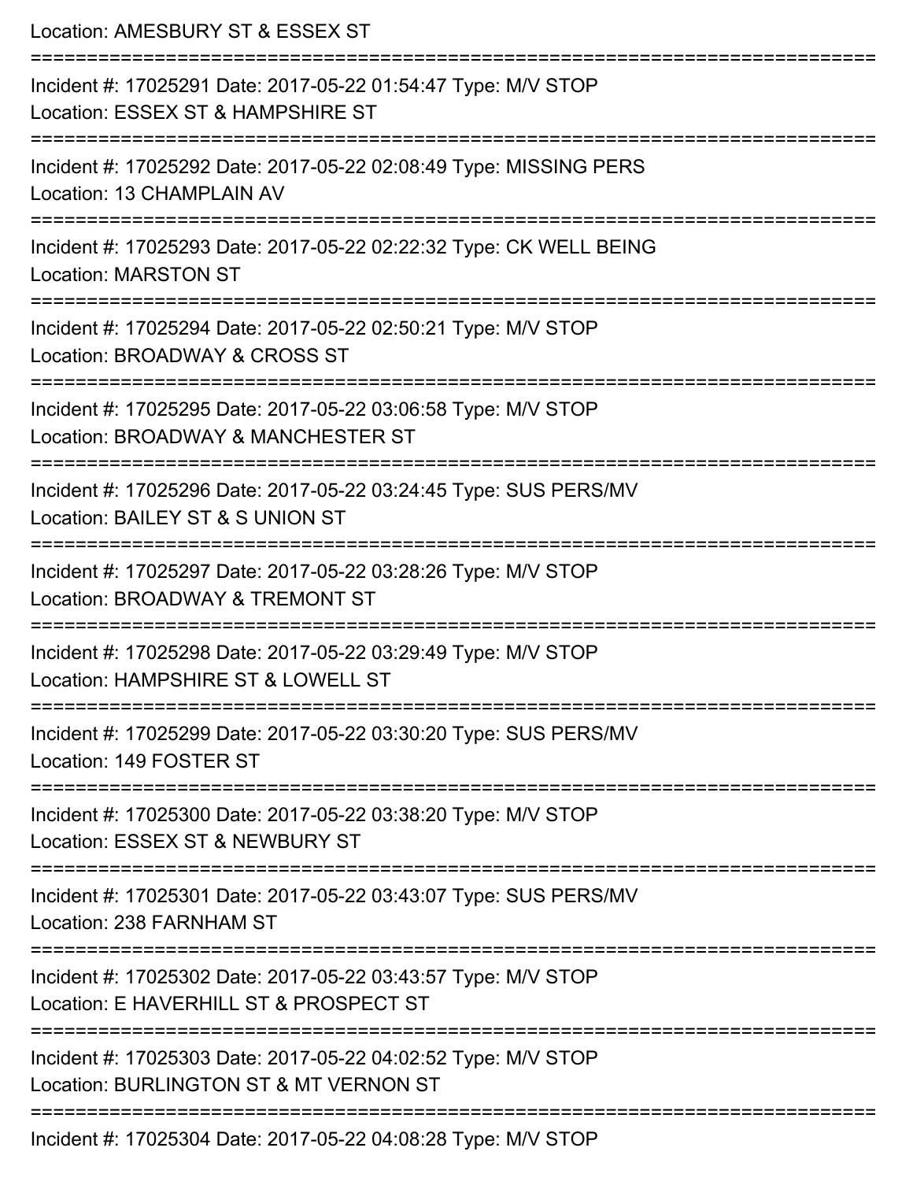Location: AMESBURY ST & ESSEX ST

===========================================================================

Incident #: 17025291 Date: 2017-05-22 01:54:47 Type: M/V STOP

Location: ESSEX ST & HAMPSHIRE ST

===========================================================================

Incident #: 17025292 Date: 2017-05-22 02:08:49 Type: MISSING PERS

Location: 13 CHAMPLAIN AV

===========================================================================

Incident #: 17025293 Date: 2017-05-22 02:22:32 Type: CK WELL BEING

Location: MARSTON ST

===========================================================================

Incident #: 17025294 Date: 2017-05-22 02:50:21 Type: M/V STOP

Location: BROADWAY & CROSS ST

===========================================================================

Incident #: 17025295 Date: 2017-05-22 03:06:58 Type: M/V STOP

Location: BROADWAY & MANCHESTER ST

===========================================================================

Incident #: 17025296 Date: 2017-05-22 03:24:45 Type: SUS PERS/MV

Location: BAILEY ST & S UNION ST

===========================================================================

Incident #: 17025297 Date: 2017-05-22 03:28:26 Type: M/V STOP

Location: BROADWAY & TREMONT ST

===========================================================================

Incident #: 17025298 Date: 2017-05-22 03:29:49 Type: M/V STOP

Location: HAMPSHIRE ST & LOWELL ST

===========================================================================

Incident #: 17025299 Date: 2017-05-22 03:30:20 Type: SUS PERS/MV

Location: 149 FOSTER ST

===========================================================================

Incident #: 17025300 Date: 2017-05-22 03:38:20 Type: M/V STOP

Location: ESSEX ST & NEWBURY ST

===========================================================================

Incident #: 17025301 Date: 2017-05-22 03:43:07 Type: SUS PERS/MV

Location: 238 FARNHAM ST

===========================================================================

Incident #: 17025302 Date: 2017-05-22 03:43:57 Type: M/V STOP

Location: E HAVERHILL ST & PROSPECT ST

===========================================================================

Incident #: 17025303 Date: 2017-05-22 04:02:52 Type: M/V STOP

Location: BURLINGTON ST & MT VERNON ST

===========================================================================

Incident #: 17025304 Date: 2017-05-22 04:08:28 Type: M/V STOP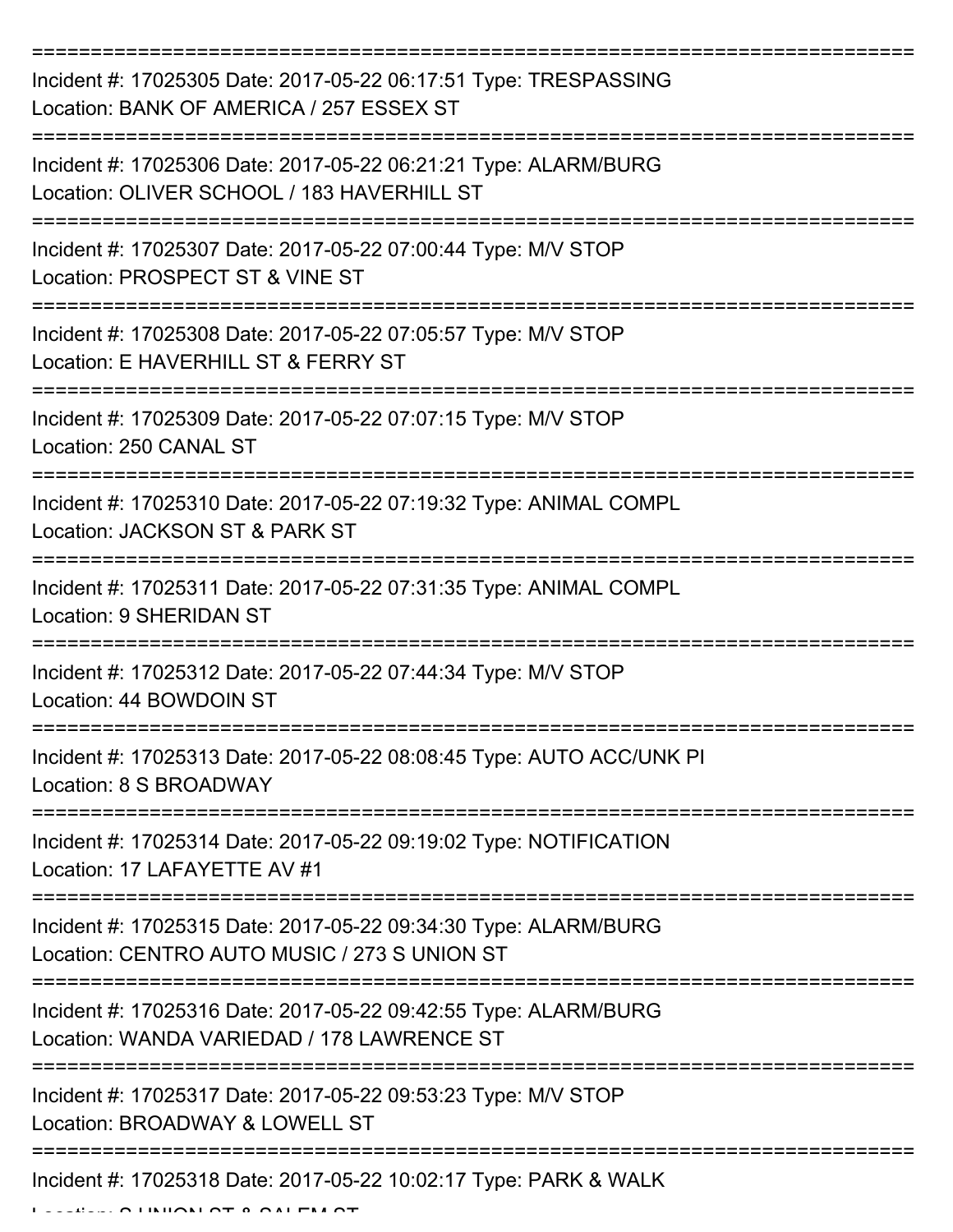===========================================================================

Incident #: 17025305 Date: 2017-05-22 06:17:51 Type: TRESPASSING
Location: BANK OF AMERICA / 257 ESSEX ST

===========================================================================

Incident #: 17025306 Date: 2017-05-22 06:21:21 Type: ALARM/BURG
Location: OLIVER SCHOOL / 183 HAVERHILL ST

===========================================================================

Incident #: 17025307 Date: 2017-05-22 07:00:44 Type: M/V STOP
Location: PROSPECT ST & VINE ST

===========================================================================

Incident #: 17025308 Date: 2017-05-22 07:05:57 Type: M/V STOP
Location: E HAVERHILL ST & FERRY ST

===========================================================================

Incident #: 17025309 Date: 2017-05-22 07:07:15 Type: M/V STOP
Location: 250 CANAL ST

===========================================================================

Incident #: 17025310 Date: 2017-05-22 07:19:32 Type: ANIMAL COMPL
Location: JACKSON ST & PARK ST

===========================================================================

Incident #: 17025311 Date: 2017-05-22 07:31:35 Type: ANIMAL COMPL
Location: 9 SHERIDAN ST

===========================================================================

Incident #: 17025312 Date: 2017-05-22 07:44:34 Type: M/V STOP
Location: 44 BOWDOIN ST

===========================================================================

Incident #: 17025313 Date: 2017-05-22 08:08:45 Type: AUTO ACC/UNK PI
Location: 8 S BROADWAY

===========================================================================

Incident #: 17025314 Date: 2017-05-22 09:19:02 Type: NOTIFICATION
Location: 17 LAFAYETTE AV #1

===========================================================================

Incident #: 17025315 Date: 2017-05-22 09:34:30 Type: ALARM/BURG
Location: CENTRO AUTO MUSIC / 273 S UNION ST

===========================================================================

Incident #: 17025316 Date: 2017-05-22 09:42:55 Type: ALARM/BURG
Location: WANDA VARIEDAD / 178 LAWRENCE ST

===========================================================================

Incident #: 17025317 Date: 2017-05-22 09:53:23 Type: M/V STOP
Location: BROADWAY & LOWELL ST

===========================================================================

Incident #: 17025318 Date: 2017-05-22 10:02:17 Type: PARK & WALK
Location: S UNION ST & SALEM ST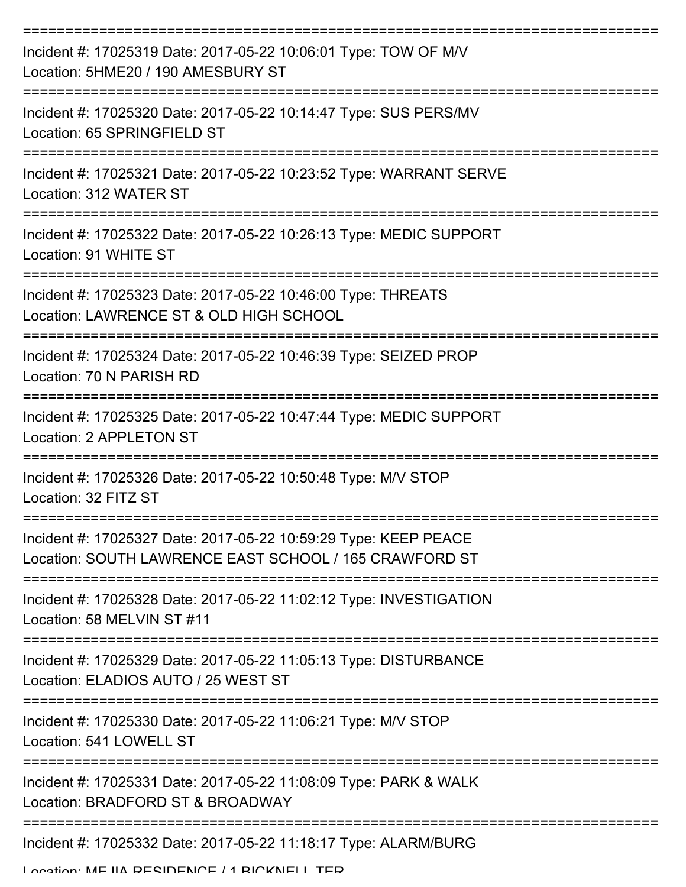===========================================================================

Incident #: 17025319 Date: 2017-05-22 10:06:01 Type: TOW OF M/V
Location: 5HME20 / 190 AMESBURY ST

===========================================================================

Incident #: 17025320 Date: 2017-05-22 10:14:47 Type: SUS PERS/MV
Location: 65 SPRINGFIELD ST

===========================================================================

Incident #: 17025321 Date: 2017-05-22 10:23:52 Type: WARRANT SERVE
Location: 312 WATER ST

===========================================================================

Incident #: 17025322 Date: 2017-05-22 10:26:13 Type: MEDIC SUPPORT
Location: 91 WHITE ST

===========================================================================

Incident #: 17025323 Date: 2017-05-22 10:46:00 Type: THREATS
Location: LAWRENCE ST & OLD HIGH SCHOOL

===========================================================================

Incident #: 17025324 Date: 2017-05-22 10:46:39 Type: SEIZED PROP
Location: 70 N PARISH RD

===========================================================================

Incident #: 17025325 Date: 2017-05-22 10:47:44 Type: MEDIC SUPPORT
Location: 2 APPLETON ST

===========================================================================

Incident #: 17025326 Date: 2017-05-22 10:50:48 Type: M/V STOP
Location: 32 FITZ ST

===========================================================================

Incident #: 17025327 Date: 2017-05-22 10:59:29 Type: KEEP PEACE
Location: SOUTH LAWRENCE EAST SCHOOL / 165 CRAWFORD ST

===========================================================================

Incident #: 17025328 Date: 2017-05-22 11:02:12 Type: INVESTIGATION
Location: 58 MELVIN ST #11

===========================================================================

Incident #: 17025329 Date: 2017-05-22 11:05:13 Type: DISTURBANCE
Location: ELADIOS AUTO / 25 WEST ST

===========================================================================

Incident #: 17025330 Date: 2017-05-22 11:06:21 Type: M/V STOP
Location: 541 LOWELL ST

===========================================================================

Incident #: 17025331 Date: 2017-05-22 11:08:09 Type: PARK & WALK
Location: BRADFORD ST & BROADWAY

===========================================================================

Incident #: 17025332 Date: 2017-05-22 11:18:17 Type: ALARM/BURG
Location: MEJIA RESIDENCE / 1 BICKNELL TER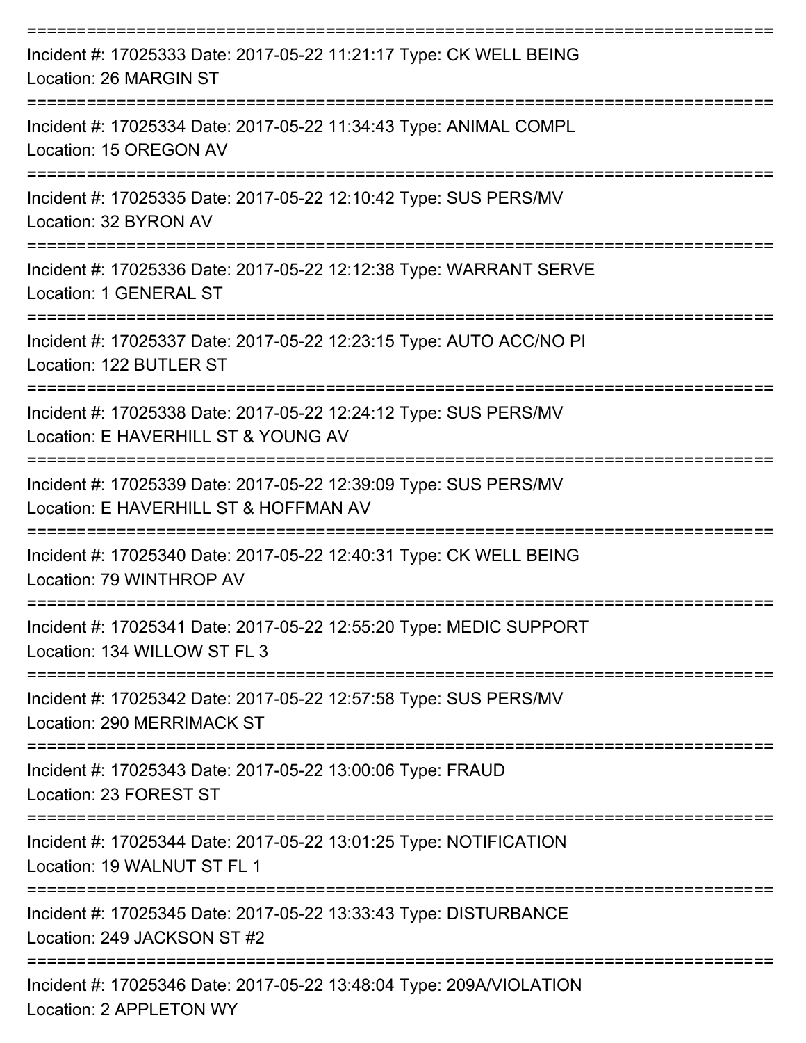===========================================================================

Incident #: 17025333 Date: 2017-05-22 11:21:17 Type: CK WELL BEING

Location: 26 MARGIN ST

===========================================================================

Incident #: 17025334 Date: 2017-05-22 11:34:43 Type: ANIMAL COMPL

Location: 15 OREGON AV

===========================================================================

Incident #: 17025335 Date: 2017-05-22 12:10:42 Type: SUS PERS/MV

Location: 32 BYRON AV

===========================================================================

Incident #: 17025336 Date: 2017-05-22 12:12:38 Type: WARRANT SERVE

Location: 1 GENERAL ST

===========================================================================

Incident #: 17025337 Date: 2017-05-22 12:23:15 Type: AUTO ACC/NO PI

Location: 122 BUTLER ST

===========================================================================

Incident #: 17025338 Date: 2017-05-22 12:24:12 Type: SUS PERS/MV

Location: E HAVERHILL ST & YOUNG AV

===========================================================================

Incident #: 17025339 Date: 2017-05-22 12:39:09 Type: SUS PERS/MV

Location: E HAVERHILL ST & HOFFMAN AV

===========================================================================

Incident #: 17025340 Date: 2017-05-22 12:40:31 Type: CK WELL BEING

Location: 79 WINTHROP AV

===========================================================================

Incident #: 17025341 Date: 2017-05-22 12:55:20 Type: MEDIC SUPPORT

Location: 134 WILLOW ST FL 3

===========================================================================

Incident #: 17025342 Date: 2017-05-22 12:57:58 Type: SUS PERS/MV

Location: 290 MERRIMACK ST

===========================================================================

Incident #: 17025343 Date: 2017-05-22 13:00:06 Type: FRAUD

Location: 23 FOREST ST

===========================================================================

Incident #: 17025344 Date: 2017-05-22 13:01:25 Type: NOTIFICATION

Location: 19 WALNUT ST FL 1

===========================================================================

Incident #: 17025345 Date: 2017-05-22 13:33:43 Type: DISTURBANCE

Location: 249 JACKSON ST #2

===========================================================================

Incident #: 17025346 Date: 2017-05-22 13:48:04 Type: 209A/VIOLATION

Location: 2 APPLETON WY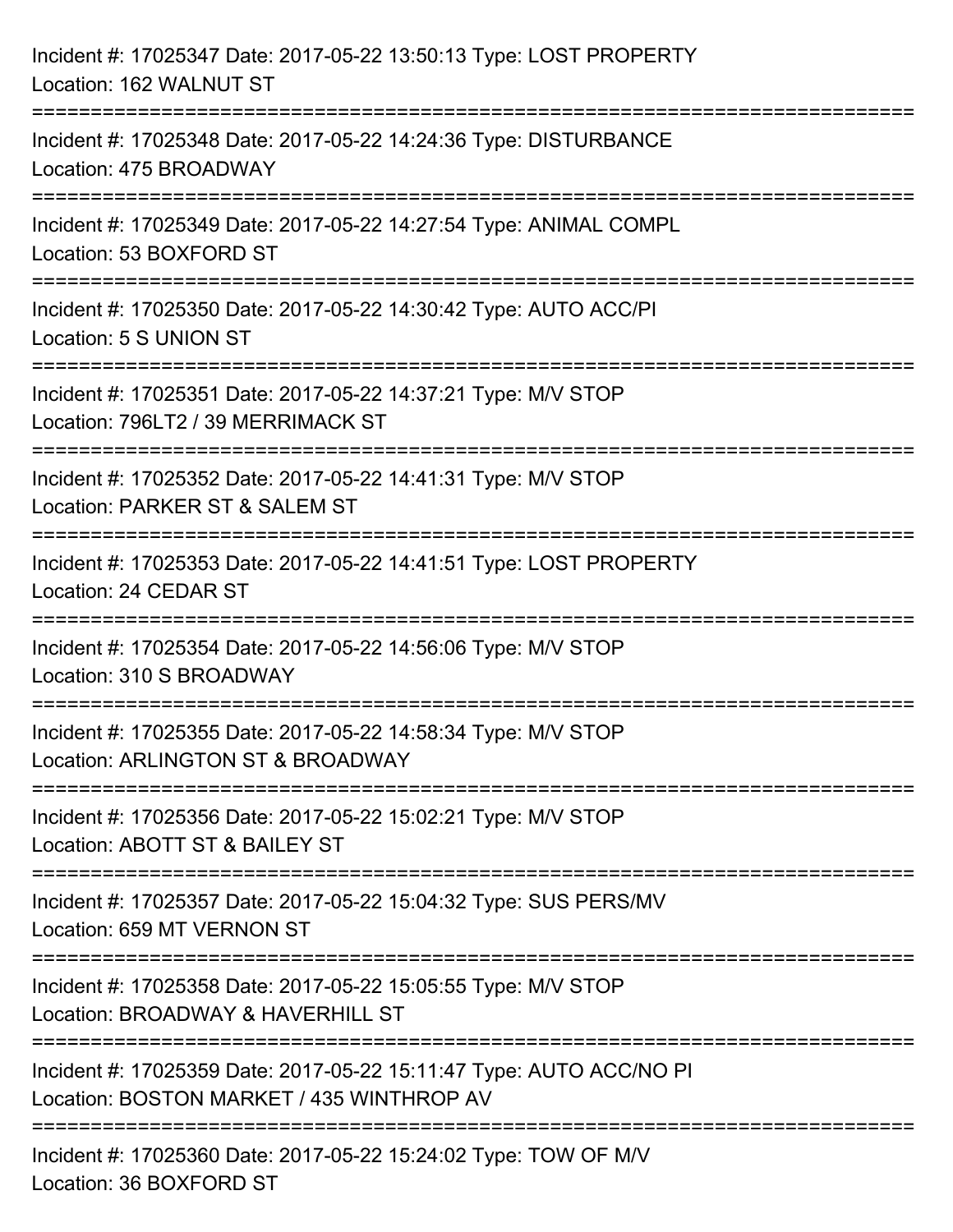Incident #: 17025347 Date: 2017-05-22 13:50:13 Type: LOST PROPERTY
Location: 162 WALNUT ST

===========================================================================

Incident #: 17025348 Date: 2017-05-22 14:24:36 Type: DISTURBANCE
Location: 475 BROADWAY

===========================================================================

Incident #: 17025349 Date: 2017-05-22 14:27:54 Type: ANIMAL COMPL
Location: 53 BOXFORD ST

===========================================================================

Incident #: 17025350 Date: 2017-05-22 14:30:42 Type: AUTO ACC/PI
Location: 5 S UNION ST

===========================================================================

Incident #: 17025351 Date: 2017-05-22 14:37:21 Type: M/V STOP
Location: 796LT2 / 39 MERRIMACK ST

===========================================================================

Incident #: 17025352 Date: 2017-05-22 14:41:31 Type: M/V STOP
Location: PARKER ST & SALEM ST

===========================================================================

Incident #: 17025353 Date: 2017-05-22 14:41:51 Type: LOST PROPERTY
Location: 24 CEDAR ST

===========================================================================

Incident #: 17025354 Date: 2017-05-22 14:56:06 Type: M/V STOP
Location: 310 S BROADWAY

===========================================================================

Incident #: 17025355 Date: 2017-05-22 14:58:34 Type: M/V STOP
Location: ARLINGTON ST & BROADWAY

===========================================================================

Incident #: 17025356 Date: 2017-05-22 15:02:21 Type: M/V STOP
Location: ABOTT ST & BAILEY ST

===========================================================================

Incident #: 17025357 Date: 2017-05-22 15:04:32 Type: SUS PERS/MV
Location: 659 MT VERNON ST

===========================================================================

Incident #: 17025358 Date: 2017-05-22 15:05:55 Type: M/V STOP
Location: BROADWAY & HAVERHILL ST

===========================================================================

Incident #: 17025359 Date: 2017-05-22 15:11:47 Type: AUTO ACC/NO PI
Location: BOSTON MARKET / 435 WINTHROP AV

===========================================================================

Incident #: 17025360 Date: 2017-05-22 15:24:02 Type: TOW OF M/V
Location: 36 BOXFORD ST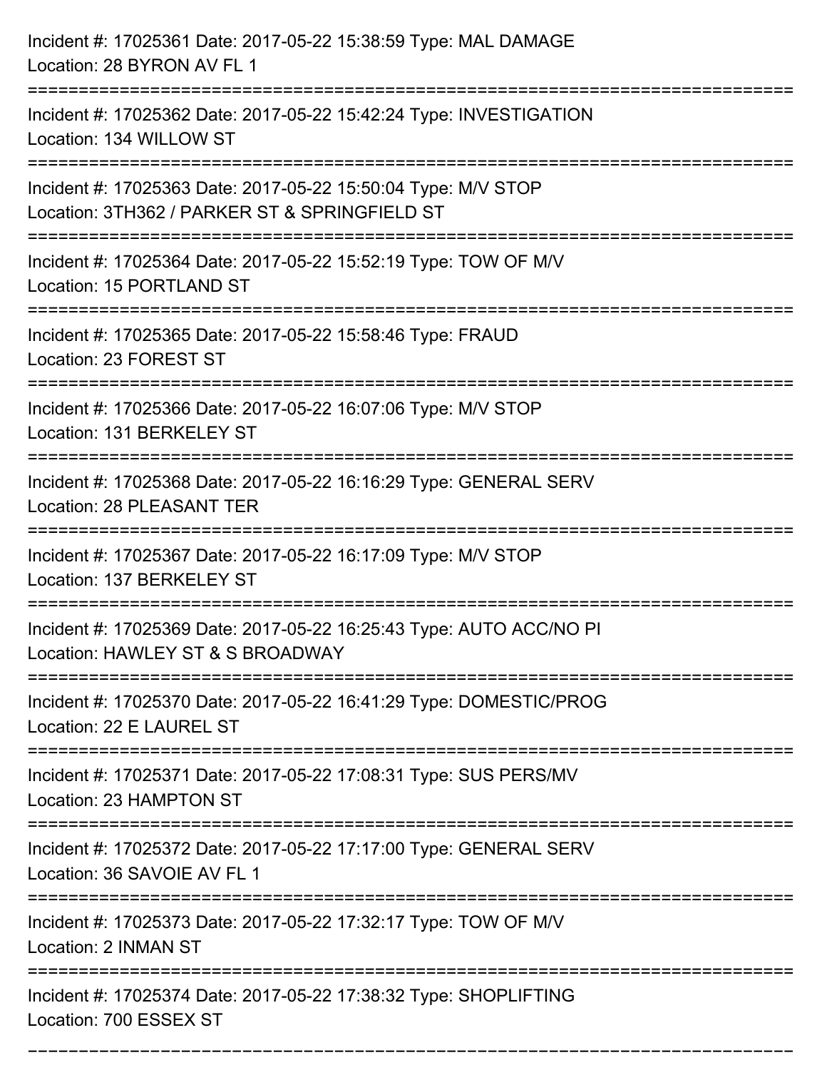Incident #: 17025361 Date: 2017-05-22 15:38:59 Type: MAL DAMAGE
Location: 28 BYRON AV FL 1

===========================================================================

Incident #: 17025362 Date: 2017-05-22 15:42:24 Type: INVESTIGATION
Location: 134 WILLOW ST

===========================================================================

Incident #: 17025363 Date: 2017-05-22 15:50:04 Type: M/V STOP
Location: 3TH362 / PARKER ST & SPRINGFIELD ST

===========================================================================

Incident #: 17025364 Date: 2017-05-22 15:52:19 Type: TOW OF M/V
Location: 15 PORTLAND ST

===========================================================================

Incident #: 17025365 Date: 2017-05-22 15:58:46 Type: FRAUD
Location: 23 FOREST ST

===========================================================================

Incident #: 17025366 Date: 2017-05-22 16:07:06 Type: M/V STOP
Location: 131 BERKELEY ST

===========================================================================

Incident #: 17025368 Date: 2017-05-22 16:16:29 Type: GENERAL SERV
Location: 28 PLEASANT TER

===========================================================================

Incident #: 17025367 Date: 2017-05-22 16:17:09 Type: M/V STOP
Location: 137 BERKELEY ST

===========================================================================

Incident #: 17025369 Date: 2017-05-22 16:25:43 Type: AUTO ACC/NO PI
Location: HAWLEY ST & S BROADWAY

===========================================================================

Incident #: 17025370 Date: 2017-05-22 16:41:29 Type: DOMESTIC/PROG
Location: 22 E LAUREL ST

===========================================================================

Incident #: 17025371 Date: 2017-05-22 17:08:31 Type: SUS PERS/MV
Location: 23 HAMPTON ST

===========================================================================

Incident #: 17025372 Date: 2017-05-22 17:17:00 Type: GENERAL SERV
Location: 36 SAVOIE AV FL 1

===========================================================================

Incident #: 17025373 Date: 2017-05-22 17:32:17 Type: TOW OF M/V
Location: 2 INMAN ST

===========================================================================

Incident #: 17025374 Date: 2017-05-22 17:38:32 Type: SHOPLIFTING
Location: 700 ESSEX ST

===========================================================================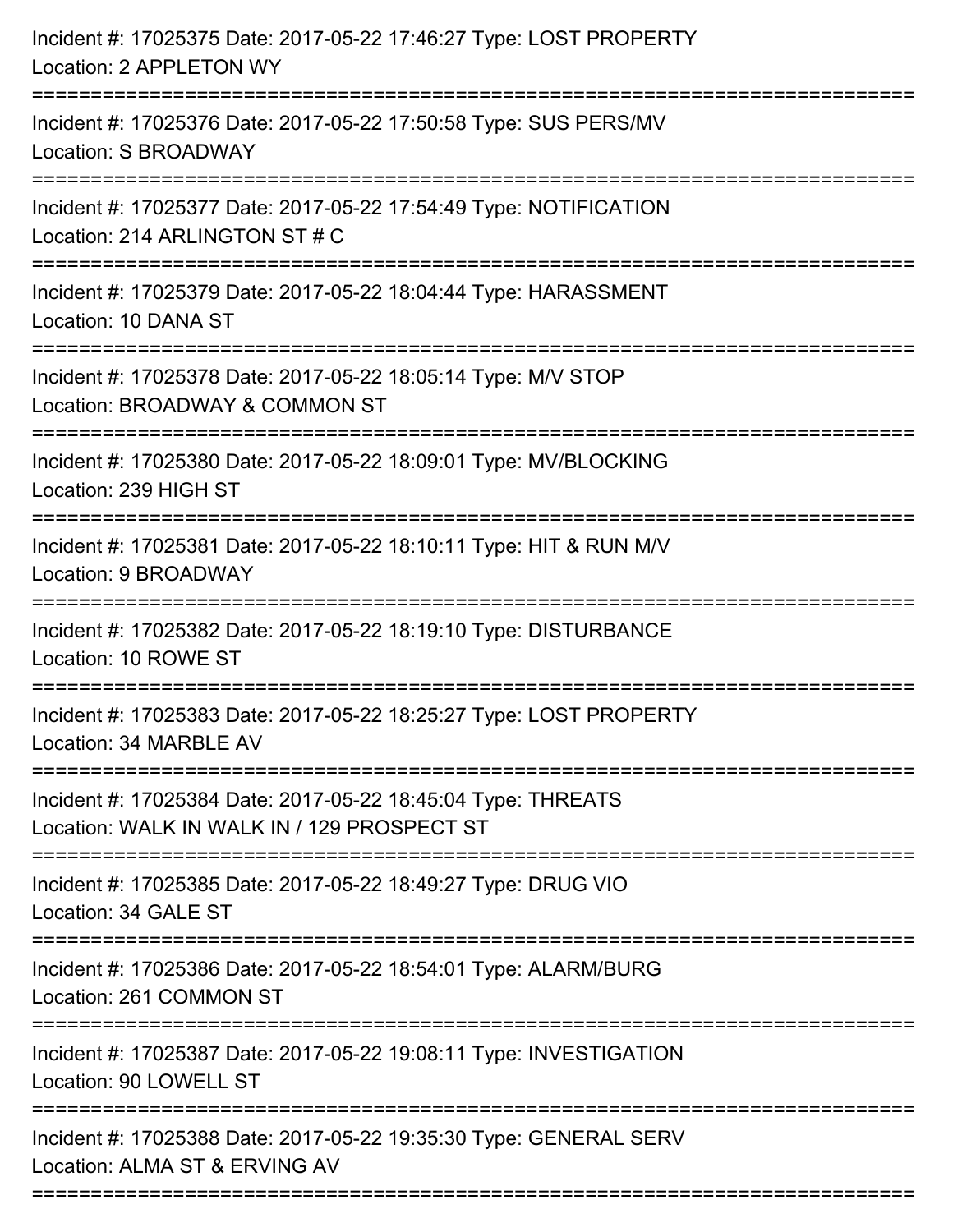Incident #: 17025375 Date: 2017-05-22 17:46:27 Type: LOST PROPERTY
Location: 2 APPLETON WY

===========================================================================

Incident #: 17025376 Date: 2017-05-22 17:50:58 Type: SUS PERS/MV
Location: S BROADWAY

===========================================================================

Incident #: 17025377 Date: 2017-05-22 17:54:49 Type: NOTIFICATION
Location: 214 ARLINGTON ST # C

===========================================================================

Incident #: 17025379 Date: 2017-05-22 18:04:44 Type: HARASSMENT
Location: 10 DANA ST

===========================================================================

Incident #: 17025378 Date: 2017-05-22 18:05:14 Type: M/V STOP
Location: BROADWAY & COMMON ST

===========================================================================

Incident #: 17025380 Date: 2017-05-22 18:09:01 Type: MV/BLOCKING
Location: 239 HIGH ST

===========================================================================

Incident #: 17025381 Date: 2017-05-22 18:10:11 Type: HIT & RUN M/V
Location: 9 BROADWAY

===========================================================================

Incident #: 17025382 Date: 2017-05-22 18:19:10 Type: DISTURBANCE
Location: 10 ROWE ST

===========================================================================

Incident #: 17025383 Date: 2017-05-22 18:25:27 Type: LOST PROPERTY
Location: 34 MARBLE AV

===========================================================================

Incident #: 17025384 Date: 2017-05-22 18:45:04 Type: THREATS
Location: WALK IN WALK IN / 129 PROSPECT ST

===========================================================================

Incident #: 17025385 Date: 2017-05-22 18:49:27 Type: DRUG VIO
Location: 34 GALE ST

===========================================================================

Incident #: 17025386 Date: 2017-05-22 18:54:01 Type: ALARM/BURG
Location: 261 COMMON ST

===========================================================================

Incident #: 17025387 Date: 2017-05-22 19:08:11 Type: INVESTIGATION
Location: 90 LOWELL ST

===========================================================================

Incident #: 17025388 Date: 2017-05-22 19:35:30 Type: GENERAL SERV
Location: ALMA ST & ERVING AV

===========================================================================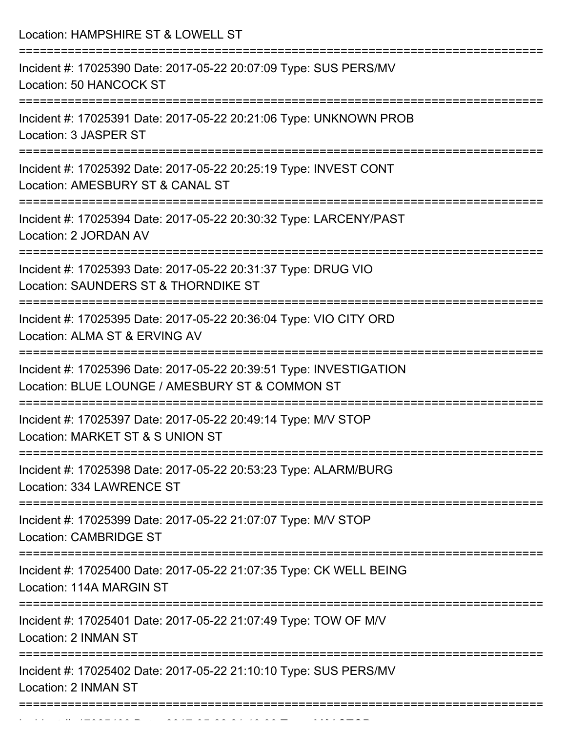Location: HAMPSHIRE ST & LOWELL ST

===========================================================================

Incident #: 17025390 Date: 2017-05-22 20:07:09 Type: SUS PERS/MV
Location: 50 HANCOCK ST

===========================================================================

Incident #: 17025391 Date: 2017-05-22 20:21:06 Type: UNKNOWN PROB
Location: 3 JASPER ST

===========================================================================

Incident #: 17025392 Date: 2017-05-22 20:25:19 Type: INVEST CONT
Location: AMESBURY ST & CANAL ST

===========================================================================

Incident #: 17025394 Date: 2017-05-22 20:30:32 Type: LARCENY/PAST
Location: 2 JORDAN AV

===========================================================================

Incident #: 17025393 Date: 2017-05-22 20:31:37 Type: DRUG VIO
Location: SAUNDERS ST & THORNDIKE ST

===========================================================================

Incident #: 17025395 Date: 2017-05-22 20:36:04 Type: VIO CITY ORD
Location: ALMA ST & ERVING AV

===========================================================================

Incident #: 17025396 Date: 2017-05-22 20:39:51 Type: INVESTIGATION
Location: BLUE LOUNGE / AMESBURY ST & COMMON ST

===========================================================================

Incident #: 17025397 Date: 2017-05-22 20:49:14 Type: M/V STOP
Location: MARKET ST & S UNION ST

===========================================================================

Incident #: 17025398 Date: 2017-05-22 20:53:23 Type: ALARM/BURG
Location: 334 LAWRENCE ST

===========================================================================

Incident #: 17025399 Date: 2017-05-22 21:07:07 Type: M/V STOP
Location: CAMBRIDGE ST

===========================================================================

Incident #: 17025400 Date: 2017-05-22 21:07:35 Type: CK WELL BEING
Location: 114A MARGIN ST

===========================================================================

Incident #: 17025401 Date: 2017-05-22 21:07:49 Type: TOW OF M/V
Location: 2 INMAN ST

===========================================================================

Incident #: 17025402 Date: 2017-05-22 21:10:10 Type: SUS PERS/MV
Location: 2 INMAN ST

===========================================================================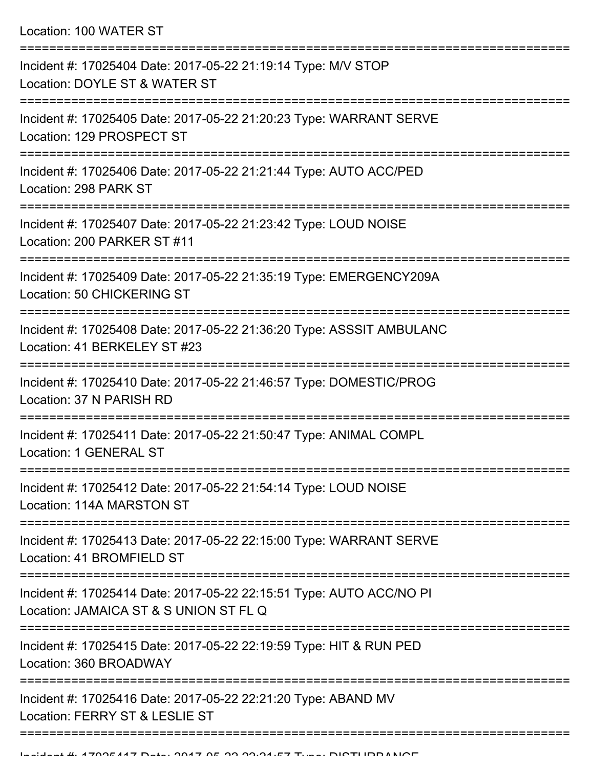Location: 100 WATER ST

===========================================================================

Incident #: 17025404 Date: 2017-05-22 21:19:14 Type: M/V STOP
Location: DOYLE ST & WATER ST

===========================================================================

Incident #: 17025405 Date: 2017-05-22 21:20:23 Type: WARRANT SERVE
Location: 129 PROSPECT ST

===========================================================================

Incident #: 17025406 Date: 2017-05-22 21:21:44 Type: AUTO ACC/PED
Location: 298 PARK ST

===========================================================================

Incident #: 17025407 Date: 2017-05-22 21:23:42 Type: LOUD NOISE
Location: 200 PARKER ST #11

===========================================================================

Incident #: 17025409 Date: 2017-05-22 21:35:19 Type: EMERGENCY209A
Location: 50 CHICKERING ST

===========================================================================

Incident #: 17025408 Date: 2017-05-22 21:36:20 Type: ASSSIT AMBULANC
Location: 41 BERKELEY ST #23

===========================================================================

Incident #: 17025410 Date: 2017-05-22 21:46:57 Type: DOMESTIC/PROG
Location: 37 N PARISH RD

===========================================================================

Incident #: 17025411 Date: 2017-05-22 21:50:47 Type: ANIMAL COMPL
Location: 1 GENERAL ST

===========================================================================

Incident #: 17025412 Date: 2017-05-22 21:54:14 Type: LOUD NOISE
Location: 114A MARSTON ST

===========================================================================

Incident #: 17025413 Date: 2017-05-22 22:15:00 Type: WARRANT SERVE
Location: 41 BROMFIELD ST

===========================================================================

Incident #: 17025414 Date: 2017-05-22 22:15:51 Type: AUTO ACC/NO PI
Location: JAMAICA ST & S UNION ST FL Q

===========================================================================

Incident #: 17025415 Date: 2017-05-22 22:19:59 Type: HIT & RUN PED
Location: 360 BROADWAY

===========================================================================

Incident #: 17025416 Date: 2017-05-22 22:21:20 Type: ABAND MV
Location: FERRY ST & LESLIE ST

===========================================================================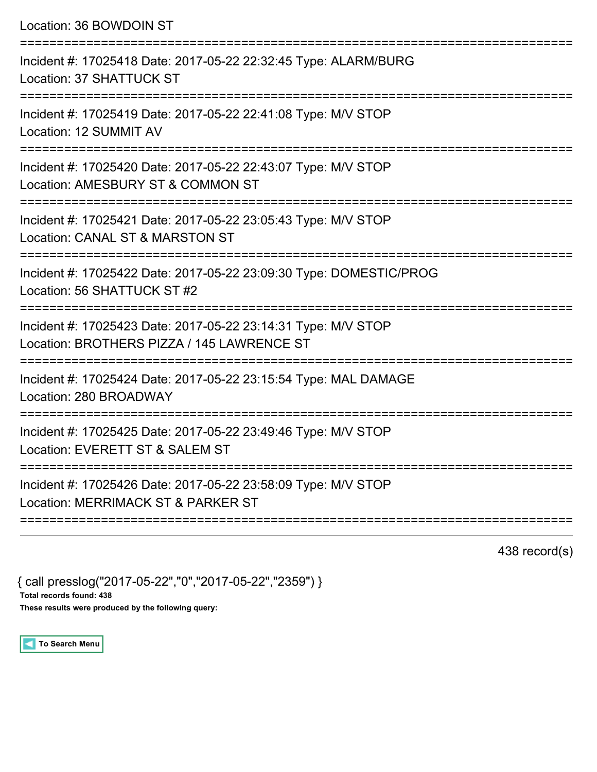Location: 36 BOWDOIN ST

===========================================================================

Incident #: 17025418 Date: 2017-05-22 22:32:45 Type: ALARM/BURG
Location: 37 SHATTUCK ST

===========================================================================

Incident #: 17025419 Date: 2017-05-22 22:41:08 Type: M/V STOP
Location: 12 SUMMIT AV

===========================================================================

Incident #: 17025420 Date: 2017-05-22 22:43:07 Type: M/V STOP
Location: AMESBURY ST & COMMON ST

===========================================================================

Incident #: 17025421 Date: 2017-05-22 23:05:43 Type: M/V STOP
Location: CANAL ST & MARSTON ST

===========================================================================

Incident #: 17025422 Date: 2017-05-22 23:09:30 Type: DOMESTIC/PROG
Location: 56 SHATTUCK ST #2

===========================================================================

Incident #: 17025423 Date: 2017-05-22 23:14:31 Type: M/V STOP
Location: BROTHERS PIZZA / 145 LAWRENCE ST

===========================================================================

Incident #: 17025424 Date: 2017-05-22 23:15:54 Type: MAL DAMAGE
Location: 280 BROADWAY

===========================================================================

Incident #: 17025425 Date: 2017-05-22 23:49:46 Type: M/V STOP
Location: EVERETT ST & SALEM ST

===========================================================================

Incident #: 17025426 Date: 2017-05-22 23:58:09 Type: M/V STOP
Location: MERRIMACK ST & PARKER ST

===========================================================================

438 record(s)

{ call presslog("2017-05-22","0","2017-05-22","2359") }

**Total records found: 438**

**These results were produced by the following query:**

To Search Menu